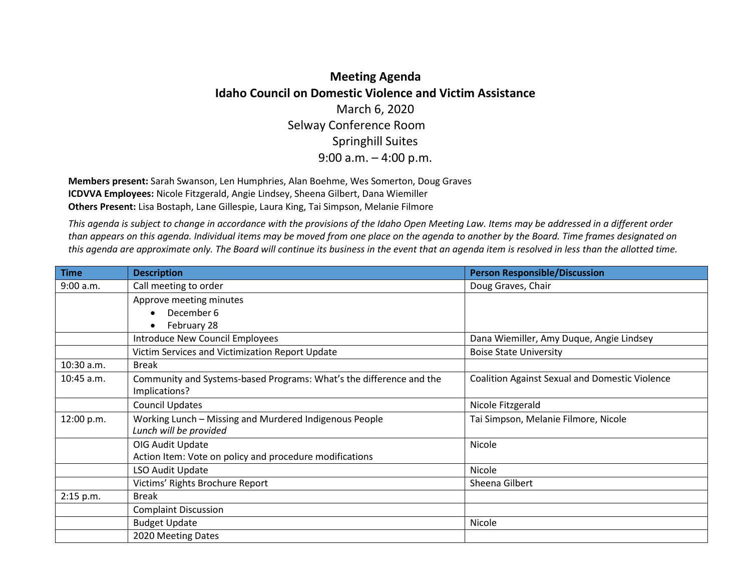# Meeting Agenda

## Idaho Council on Domestic Violence and Victim Assistance

March 6, 2020
Selway Conference Room
Springhill Suites
9:00 a.m. – 4:00 p.m.

**Members present:** Sarah Swanson, Len Humphries, Alan Boehme, Wes Somerton, Doug Graves
**ICDVVA Employees:** Nicole Fitzgerald, Angie Lindsey, Sheena Gilbert, Dana Wiemiller
**Others Present:** Lisa Bostaph, Lane Gillespie, Laura King, Tai Simpson, Melanie Filmore

*This agenda is subject to change in accordance with the provisions of the Idaho Open Meeting Law. Items may be addressed in a different order than appears on this agenda. Individual items may be moved from one place on the agenda to another by the Board. Time frames designated on this agenda are approximate only. The Board will continue its business in the event that an agenda item is resolved in less than the allotted time.*

| Time | Description | Person Responsible/Discussion |
|---|---|---|
| 9:00 a.m. | Call meeting to order | Doug Graves, Chair |
| | Approve meeting minutes<br>• December 6<br>• February 28 | |
| | Introduce New Council Employees | Dana Wiemiller, Amy Duque, Angie Lindsey |
| | Victim Services and Victimization Report Update | Boise State University |
| 10:30 a.m. | Break | |
| 10:45 a.m. | Community and Systems-based Programs: What's the difference and the Implications? | Coalition Against Sexual and Domestic Violence |
| | Council Updates | Nicole Fitzgerald |
| 12:00 p.m. | Working Lunch – Missing and Murdered Indigenous People<br>*Lunch will be provided* | Tai Simpson, Melanie Filmore, Nicole |
| | OIG Audit Update<br>Action Item: Vote on policy and procedure modifications | Nicole |
| | LSO Audit Update | Nicole |
| | Victims' Rights Brochure Report | Sheena Gilbert |
| 2:15 p.m. | Break | |
| | Complaint Discussion | |
| | Budget Update | Nicole |
| | 2020 Meeting Dates | |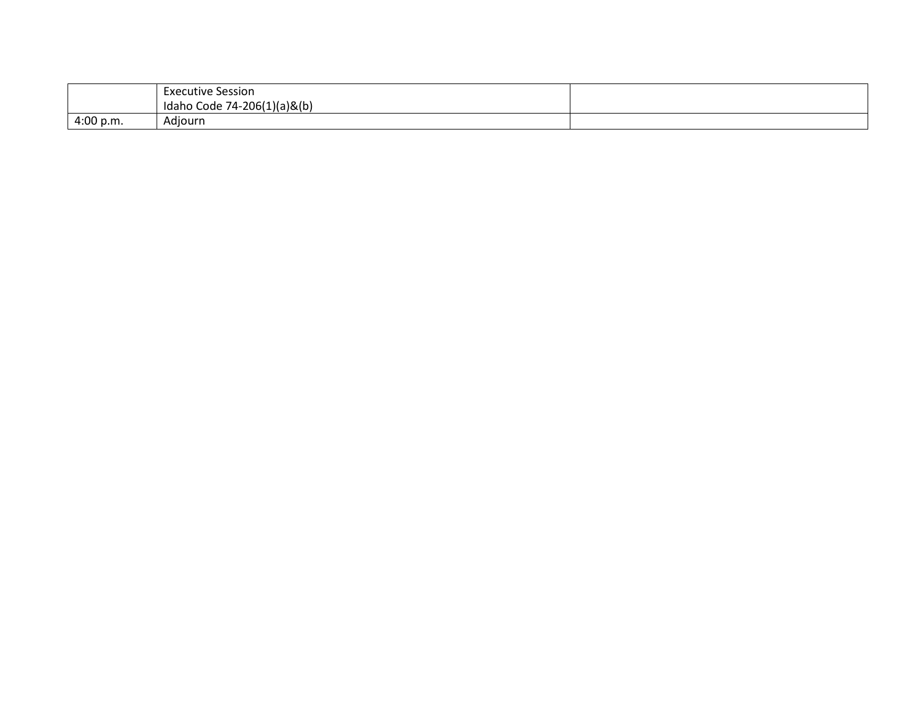| | | |
|---|---|---|
| | Executive Session<br>Idaho Code 74-206(1)(a)&(b) | |
| 4:00 p.m. | Adjourn | |